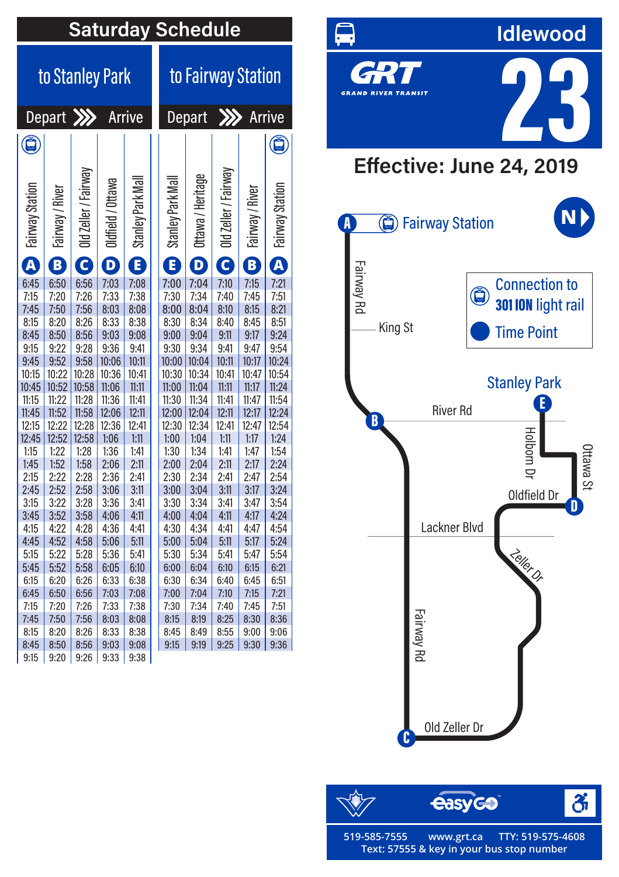# Idlewood

## GRT Grand River Transit

# 23

## Effective: June 24, 2019

## Saturday Schedule

| to Stanley Park | | | | | to Fairway Station | | | | |
|---|---|---|---|---|---|---|---|---|---|
| Depart | | | | Arrive | Depart | | | | Arrive |
| Fairway Station (A) | Fairway / River (B) | Old Zeller / Fairway (C) | Oldfield / Ottawa (D) | Stanley Park Mall (E) | Stanley Park Mall (E) | Ottawa / Heritage (D) | Old Zeller / Fairway (C) | Fairway / River (B) | Fairway Station (A) |
| 6:45 | 6:50 | 6:56 | 7:03 | 7:08 | 7:00 | 7:04 | 7:10 | 7:15 | 7:21 |
| 7:15 | 7:20 | 7:26 | 7:33 | 7:38 | 7:30 | 7:34 | 7:40 | 7:45 | 7:51 |
| 7:45 | 7:50 | 7:56 | 8:03 | 8:08 | 8:00 | 8:04 | 8:10 | 8:15 | 8:21 |
| 8:15 | 8:20 | 8:26 | 8:33 | 8:38 | 8:30 | 8:34 | 8:40 | 8:45 | 8:51 |
| 8:45 | 8:50 | 8:56 | 9:03 | 9:08 | 9:00 | 9:04 | 9:11 | 9:17 | 9:24 |
| 9:15 | 9:22 | 9:28 | 9:36 | 9:41 | 9:30 | 9:34 | 9:41 | 9:47 | 9:54 |
| 9:45 | 9:52 | 9:58 | 10:06 | 10:11 | 10:00 | 10:04 | 10:11 | 10:17 | 10:24 |
| 10:15 | 10:22 | 10:28 | 10:36 | 10:41 | 10:30 | 10:34 | 10:41 | 10:47 | 10:54 |
| 10:45 | 10:52 | 10:58 | 11:06 | 11:11 | 11:00 | 11:04 | 11:11 | 11:17 | 11:24 |
| 11:15 | 11:22 | 11:28 | 11:36 | 11:41 | 11:30 | 11:34 | 11:41 | 11:47 | 11:54 |
| 11:45 | 11:52 | 11:58 | 12:06 | 12:11 | 12:00 | 12:04 | 12:11 | 12:17 | 12:24 |
| 12:15 | 12:22 | 12:28 | 12:36 | 12:41 | 12:30 | 12:34 | 12:41 | 12:47 | 12:54 |
| 12:45 | 12:52 | 12:58 | 1:06 | 1:11 | 1:00 | 1:04 | 1:11 | 1:17 | 1:24 |
| 1:15 | 1:22 | 1:28 | 1:36 | 1:41 | 1:30 | 1:34 | 1:41 | 1:47 | 1:54 |
| 1:45 | 1:52 | 1:58 | 2:06 | 2:11 | 2:00 | 2:04 | 2:11 | 2:17 | 2:24 |
| 2:15 | 2:22 | 2:28 | 2:36 | 2:41 | 2:30 | 2:34 | 2:41 | 2:47 | 2:54 |
| 2:45 | 2:52 | 2:58 | 3:06 | 3:11 | 3:00 | 3:04 | 3:11 | 3:17 | 3:24 |
| 3:15 | 3:22 | 3:28 | 3:36 | 3:41 | 3:30 | 3:34 | 3:41 | 3:47 | 3:54 |
| 3:45 | 3:52 | 3:58 | 4:06 | 4:11 | 4:00 | 4:04 | 4:11 | 4:17 | 4:24 |
| 4:15 | 4:22 | 4:28 | 4:36 | 4:41 | 4:30 | 4:34 | 4:41 | 4:47 | 4:54 |
| 4:45 | 4:52 | 4:58 | 5:06 | 5:11 | 5:00 | 5:04 | 5:11 | 5:17 | 5:24 |
| 5:15 | 5:22 | 5:28 | 5:36 | 5:41 | 5:30 | 5:34 | 5:41 | 5:47 | 5:54 |
| 5:45 | 5:52 | 5:58 | 6:05 | 6:10 | 6:00 | 6:04 | 6:10 | 6:15 | 6:21 |
| 6:15 | 6:20 | 6:26 | 6:33 | 6:38 | 6:30 | 6:34 | 6:40 | 6:45 | 6:51 |
| 6:45 | 6:50 | 6:56 | 7:03 | 7:08 | 7:00 | 7:04 | 7:10 | 7:15 | 7:21 |
| 7:15 | 7:20 | 7:26 | 7:33 | 7:38 | 7:30 | 7:34 | 7:40 | 7:45 | 7:51 |
| 7:45 | 7:50 | 7:56 | 8:03 | 8:08 | 8:15 | 8:19 | 8:25 | 8:30 | 8:36 |
| 8:15 | 8:20 | 8:26 | 8:33 | 8:38 | 8:45 | 8:49 | 8:55 | 9:00 | 9:06 |
| 8:45 | 8:50 | 8:56 | 9:03 | 9:08 | 9:15 | 9:19 | 9:25 | 9:30 | 9:36 |
| 9:15 | 9:20 | 9:26 | 9:33 | 9:38 | | | | | |

Map: A Fairway Station, Fairway Rd, King St, B, River Rd, Stanley Park E, Holborn Dr, Ottawa St, Oldfield Dr, D, Lackner Blvd, Zeller Dr, Fairway Rd, Old Zeller Dr, C

Connection to 301 ION light rail

Time Point

easyGO

519-585-7555 www.grt.ca TTY: 519-575-4608

Text: 57555 & key in your bus stop number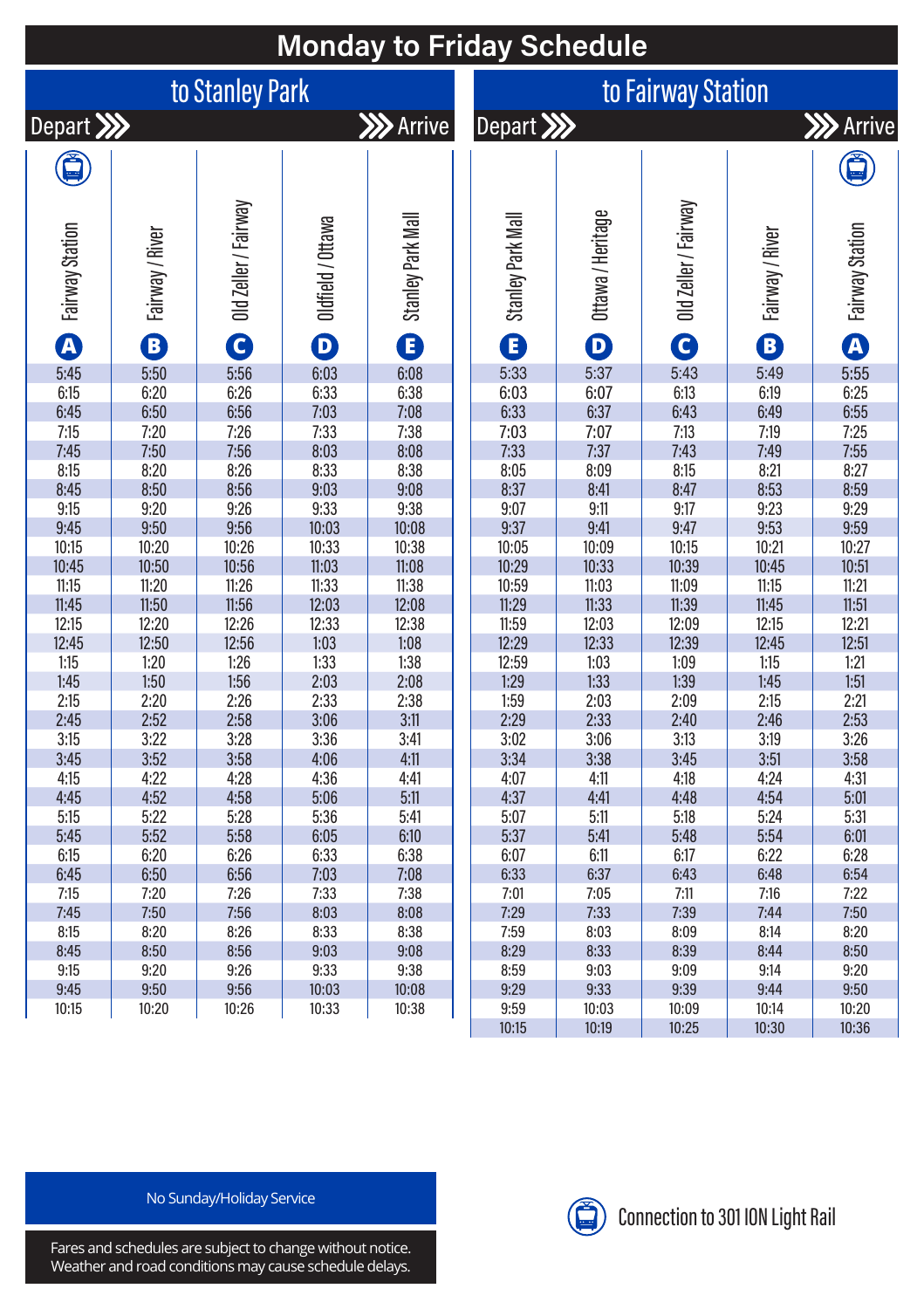# Monday to Friday Schedule

## to Stanley Park

Depart ⟫ ⟫ Arrive

| Fairway Station (A) | Fairway / River (B) | Old Zeller / Fairway (C) | Oldfield / Ottawa (D) | Stanley Park Mall (E) |
|---|---|---|---|---|
| 5:45 | 5:50 | 5:56 | 6:03 | 6:08 |
| 6:15 | 6:20 | 6:26 | 6:33 | 6:38 |
| 6:45 | 6:50 | 6:56 | 7:03 | 7:08 |
| 7:15 | 7:20 | 7:26 | 7:33 | 7:38 |
| 7:45 | 7:50 | 7:56 | 8:03 | 8:08 |
| 8:15 | 8:20 | 8:26 | 8:33 | 8:38 |
| 8:45 | 8:50 | 8:56 | 9:03 | 9:08 |
| 9:15 | 9:20 | 9:26 | 9:33 | 9:38 |
| 9:45 | 9:50 | 9:56 | 10:03 | 10:08 |
| 10:15 | 10:20 | 10:26 | 10:33 | 10:38 |
| 10:45 | 10:50 | 10:56 | 11:03 | 11:08 |
| 11:15 | 11:20 | 11:26 | 11:33 | 11:38 |
| 11:45 | 11:50 | 11:56 | 12:03 | 12:08 |
| 12:15 | 12:20 | 12:26 | 12:33 | 12:38 |
| 12:45 | 12:50 | 12:56 | 1:03 | 1:08 |
| 1:15 | 1:20 | 1:26 | 1:33 | 1:38 |
| 1:45 | 1:50 | 1:56 | 2:03 | 2:08 |
| 2:15 | 2:20 | 2:26 | 2:33 | 2:38 |
| 2:45 | 2:52 | 2:58 | 3:06 | 3:11 |
| 3:15 | 3:22 | 3:28 | 3:36 | 3:41 |
| 3:45 | 3:52 | 3:58 | 4:06 | 4:11 |
| 4:15 | 4:22 | 4:28 | 4:36 | 4:41 |
| 4:45 | 4:52 | 4:58 | 5:06 | 5:11 |
| 5:15 | 5:22 | 5:28 | 5:36 | 5:41 |
| 5:45 | 5:52 | 5:58 | 6:05 | 6:10 |
| 6:15 | 6:20 | 6:26 | 6:33 | 6:38 |
| 6:45 | 6:50 | 6:56 | 7:03 | 7:08 |
| 7:15 | 7:20 | 7:26 | 7:33 | 7:38 |
| 7:45 | 7:50 | 7:56 | 8:03 | 8:08 |
| 8:15 | 8:20 | 8:26 | 8:33 | 8:38 |
| 8:45 | 8:50 | 8:56 | 9:03 | 9:08 |
| 9:15 | 9:20 | 9:26 | 9:33 | 9:38 |
| 9:45 | 9:50 | 9:56 | 10:03 | 10:08 |
| 10:15 | 10:20 | 10:26 | 10:33 | 10:38 |

## to Fairway Station

Depart ⟫ ⟫ Arrive

| Stanley Park Mall (E) | Ottawa / Heritage (D) | Old Zeller / Fairway (C) | Fairway / River (B) | Fairway Station (A) |
|---|---|---|---|---|
| 5:33 | 5:37 | 5:43 | 5:49 | 5:55 |
| 6:03 | 6:07 | 6:13 | 6:19 | 6:25 |
| 6:33 | 6:37 | 6:43 | 6:49 | 6:55 |
| 7:03 | 7:07 | 7:13 | 7:19 | 7:25 |
| 7:33 | 7:37 | 7:43 | 7:49 | 7:55 |
| 8:05 | 8:09 | 8:15 | 8:21 | 8:27 |
| 8:37 | 8:41 | 8:47 | 8:53 | 8:59 |
| 9:07 | 9:11 | 9:17 | 9:23 | 9:29 |
| 9:37 | 9:41 | 9:47 | 9:53 | 9:59 |
| 10:05 | 10:09 | 10:15 | 10:21 | 10:27 |
| 10:29 | 10:33 | 10:39 | 10:45 | 10:51 |
| 10:59 | 11:03 | 11:09 | 11:15 | 11:21 |
| 11:29 | 11:33 | 11:39 | 11:45 | 11:51 |
| 11:59 | 12:03 | 12:09 | 12:15 | 12:21 |
| 12:29 | 12:33 | 12:39 | 12:45 | 12:51 |
| 12:59 | 1:03 | 1:09 | 1:15 | 1:21 |
| 1:29 | 1:33 | 1:39 | 1:45 | 1:51 |
| 1:59 | 2:03 | 2:09 | 2:15 | 2:21 |
| 2:29 | 2:33 | 2:40 | 2:46 | 2:53 |
| 3:02 | 3:06 | 3:13 | 3:19 | 3:26 |
| 3:34 | 3:38 | 3:45 | 3:51 | 3:58 |
| 4:07 | 4:11 | 4:18 | 4:24 | 4:31 |
| 4:37 | 4:41 | 4:48 | 4:54 | 5:01 |
| 5:07 | 5:11 | 5:18 | 5:24 | 5:31 |
| 5:37 | 5:41 | 5:48 | 5:54 | 6:01 |
| 6:07 | 6:11 | 6:17 | 6:22 | 6:28 |
| 6:33 | 6:37 | 6:43 | 6:48 | 6:54 |
| 7:01 | 7:05 | 7:11 | 7:16 | 7:22 |
| 7:29 | 7:33 | 7:39 | 7:44 | 7:50 |
| 7:59 | 8:03 | 8:09 | 8:14 | 8:20 |
| 8:29 | 8:33 | 8:39 | 8:44 | 8:50 |
| 8:59 | 9:03 | 9:09 | 9:14 | 9:20 |
| 9:29 | 9:33 | 9:39 | 9:44 | 9:50 |
| 9:59 | 10:03 | 10:09 | 10:14 | 10:20 |
| 10:15 | 10:19 | 10:25 | 10:30 | 10:36 |

No Sunday/Holiday Service

Fares and schedules are subject to change without notice.
Weather and road conditions may cause schedule delays.

Connection to 301 ION Light Rail